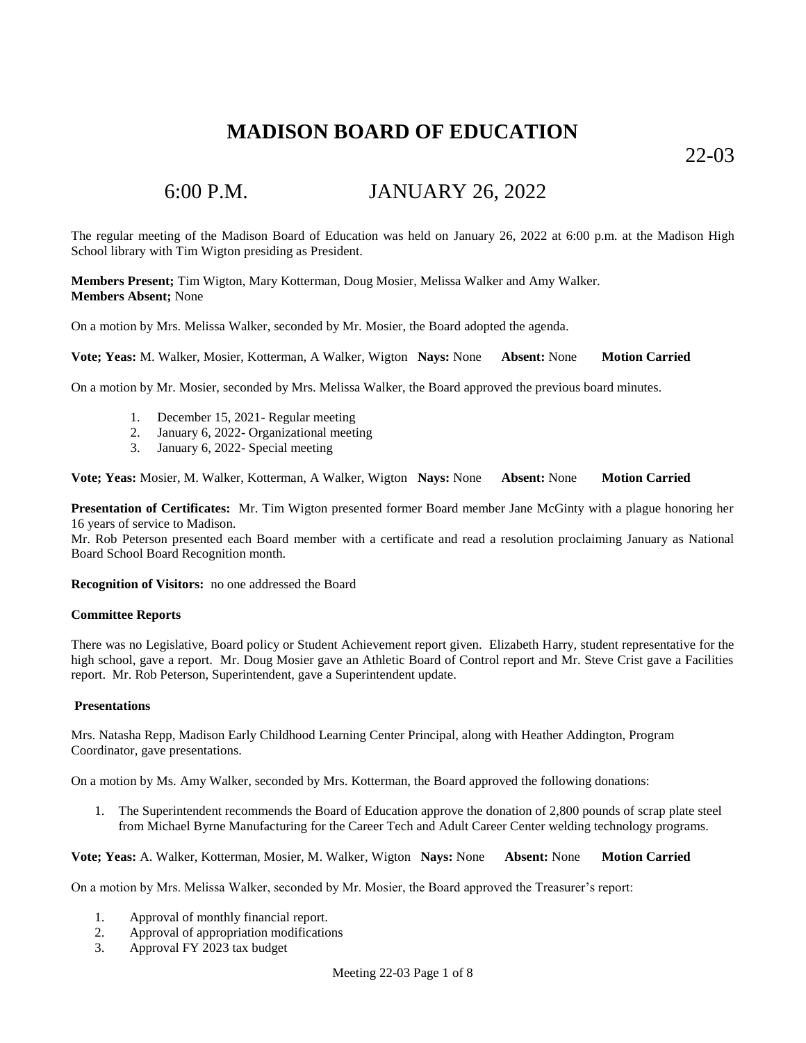# MADISON BOARD OF EDUCATION

22-03

## 6:00 P.M. JANUARY 26, 2022

The regular meeting of the Madison Board of Education was held on January 26, 2022 at 6:00 p.m. at the Madison High School library with Tim Wigton presiding as President.

**Members Present;** Tim Wigton, Mary Kotterman, Doug Mosier, Melissa Walker and Amy Walker.
**Members Absent;** None

On a motion by Mrs. Melissa Walker, seconded by Mr. Mosier, the Board adopted the agenda.

**Vote; Yeas:** M. Walker, Mosier, Kotterman, A Walker, Wigton **Nays:** None **Absent:** None **Motion Carried**

On a motion by Mr. Mosier, seconded by Mrs. Melissa Walker, the Board approved the previous board minutes.

1. December 15, 2021- Regular meeting
2. January 6, 2022- Organizational meeting
3. January 6, 2022- Special meeting

**Vote; Yeas:** Mosier, M. Walker, Kotterman, A Walker, Wigton **Nays:** None **Absent:** None **Motion Carried**

**Presentation of Certificates:** Mr. Tim Wigton presented former Board member Jane McGinty with a plague honoring her 16 years of service to Madison.
Mr. Rob Peterson presented each Board member with a certificate and read a resolution proclaiming January as National Board School Board Recognition month.

**Recognition of Visitors:** no one addressed the Board

**Committee Reports**

There was no Legislative, Board policy or Student Achievement report given. Elizabeth Harry, student representative for the high school, gave a report. Mr. Doug Mosier gave an Athletic Board of Control report and Mr. Steve Crist gave a Facilities report. Mr. Rob Peterson, Superintendent, gave a Superintendent update.

**Presentations**

Mrs. Natasha Repp, Madison Early Childhood Learning Center Principal, along with Heather Addington, Program Coordinator, gave presentations.

On a motion by Ms. Amy Walker, seconded by Mrs. Kotterman, the Board approved the following donations:

1. The Superintendent recommends the Board of Education approve the donation of 2,800 pounds of scrap plate steel from Michael Byrne Manufacturing for the Career Tech and Adult Career Center welding technology programs.

**Vote; Yeas:** A. Walker, Kotterman, Mosier, M. Walker, Wigton **Nays:** None **Absent:** None **Motion Carried**

On a motion by Mrs. Melissa Walker, seconded by Mr. Mosier, the Board approved the Treasurer's report:

1. Approval of monthly financial report.
2. Approval of appropriation modifications
3. Approval FY 2023 tax budget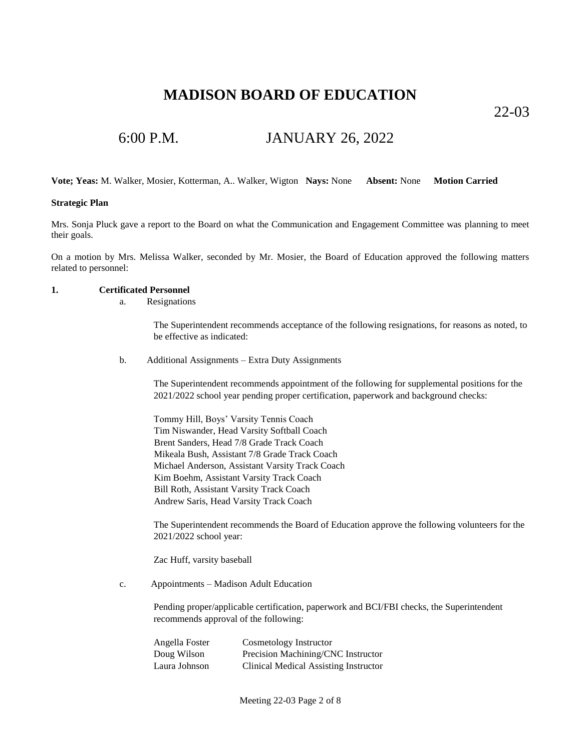# MADISON BOARD OF EDUCATION

22-03

6:00 P.M. JANUARY 26, 2022

**Vote; Yeas:** M. Walker, Mosier, Kotterman, A.. Walker, Wigton **Nays:** None **Absent:** None **Motion Carried**

**Strategic Plan**

Mrs. Sonja Pluck gave a report to the Board on what the Communication and Engagement Committee was planning to meet their goals.

On a motion by Mrs. Melissa Walker, seconded by Mr. Mosier, the Board of Education approved the following matters related to personnel:

**1. Certificated Personnel**

a. Resignations

The Superintendent recommends acceptance of the following resignations, for reasons as noted, to be effective as indicated:

b. Additional Assignments – Extra Duty Assignments

The Superintendent recommends appointment of the following for supplemental positions for the 2021/2022 school year pending proper certification, paperwork and background checks:

Tommy Hill, Boys' Varsity Tennis Coach
Tim Niswander, Head Varsity Softball Coach
Brent Sanders, Head 7/8 Grade Track Coach
Mikeala Bush, Assistant 7/8 Grade Track Coach
Michael Anderson, Assistant Varsity Track Coach
Kim Boehm, Assistant Varsity Track Coach
Bill Roth, Assistant Varsity Track Coach
Andrew Saris, Head Varsity Track Coach

The Superintendent recommends the Board of Education approve the following volunteers for the 2021/2022 school year:

Zac Huff, varsity baseball

c. Appointments – Madison Adult Education

Pending proper/applicable certification, paperwork and BCI/FBI checks, the Superintendent recommends approval of the following:

| | |
|---|---|
| Angella Foster | Cosmetology Instructor |
| Doug Wilson | Precision Machining/CNC Instructor |
| Laura Johnson | Clinical Medical Assisting Instructor |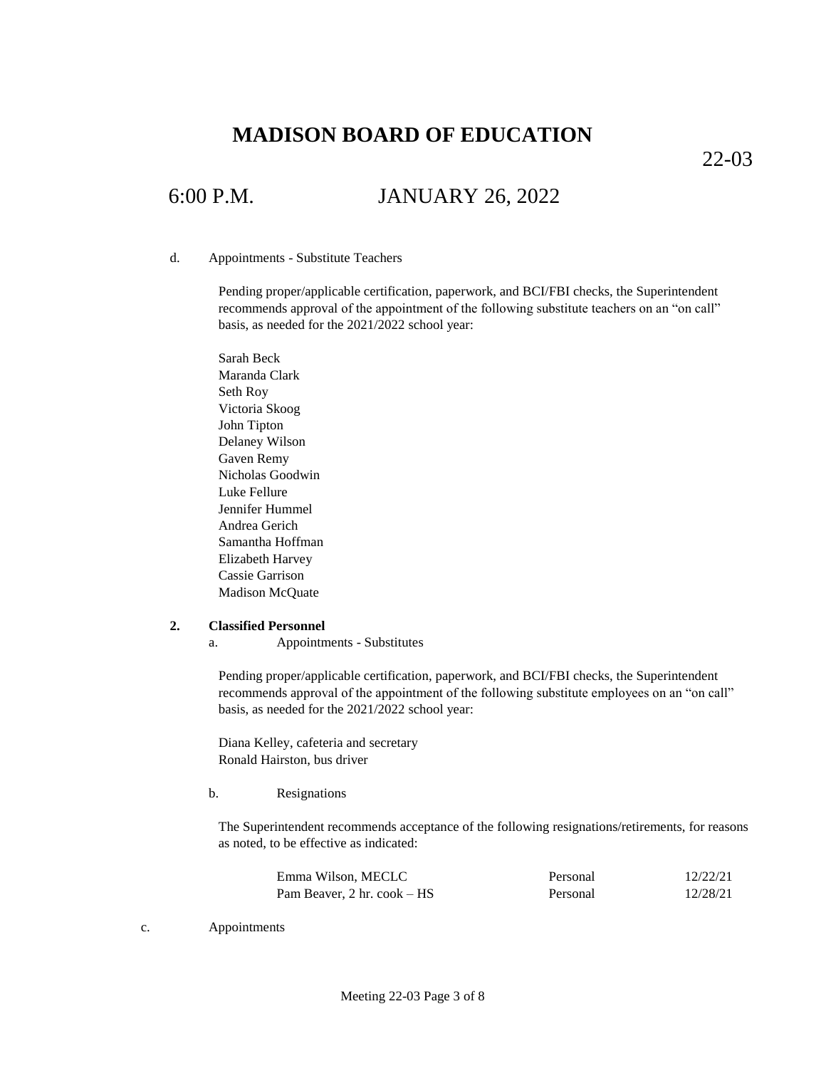# MADISON BOARD OF EDUCATION

22-03

6:00 P.M. JANUARY 26, 2022

d. Appointments - Substitute Teachers

Pending proper/applicable certification, paperwork, and BCI/FBI checks, the Superintendent recommends approval of the appointment of the following substitute teachers on an "on call" basis, as needed for the 2021/2022 school year:

Sarah Beck
Maranda Clark
Seth Roy
Victoria Skoog
John Tipton
Delaney Wilson
Gaven Remy
Nicholas Goodwin
Luke Fellure
Jennifer Hummel
Andrea Gerich
Samantha Hoffman
Elizabeth Harvey
Cassie Garrison
Madison McQuate

**2. Classified Personnel**

a. Appointments - Substitutes

Pending proper/applicable certification, paperwork, and BCI/FBI checks, the Superintendent recommends approval of the appointment of the following substitute employees on an "on call" basis, as needed for the 2021/2022 school year:

Diana Kelley, cafeteria and secretary
Ronald Hairston, bus driver

b. Resignations

The Superintendent recommends acceptance of the following resignations/retirements, for reasons as noted, to be effective as indicated:

| | | |
|---|---|---|
| Emma Wilson, MECLC | Personal | 12/22/21 |
| Pam Beaver, 2 hr. cook – HS | Personal | 12/28/21 |

c. Appointments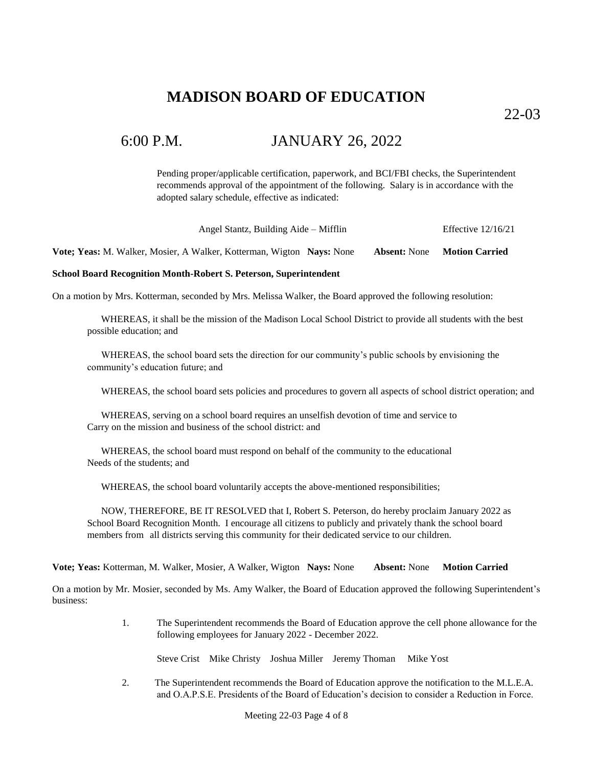# MADISON BOARD OF EDUCATION

22-03

6:00 P.M. JANUARY 26, 2022

Pending proper/applicable certification, paperwork, and BCI/FBI checks, the Superintendent recommends approval of the appointment of the following. Salary is in accordance with the adopted salary schedule, effective as indicated:

Angel Stantz, Building Aide – Mifflin Effective 12/16/21

**Vote; Yeas:** M. Walker, Mosier, A Walker, Kotterman, Wigton **Nays:** None **Absent:** None **Motion Carried**

**School Board Recognition Month-Robert S. Peterson, Superintendent**

On a motion by Mrs. Kotterman, seconded by Mrs. Melissa Walker, the Board approved the following resolution:

WHEREAS, it shall be the mission of the Madison Local School District to provide all students with the best possible education; and

WHEREAS, the school board sets the direction for our community's public schools by envisioning the community's education future; and

WHEREAS, the school board sets policies and procedures to govern all aspects of school district operation; and

WHEREAS, serving on a school board requires an unselfish devotion of time and service to Carry on the mission and business of the school district: and

WHEREAS, the school board must respond on behalf of the community to the educational Needs of the students; and

WHEREAS, the school board voluntarily accepts the above-mentioned responsibilities;

NOW, THEREFORE, BE IT RESOLVED that I, Robert S. Peterson, do hereby proclaim January 2022 as School Board Recognition Month. I encourage all citizens to publicly and privately thank the school board members from all districts serving this community for their dedicated service to our children.

**Vote; Yeas:** Kotterman, M. Walker, Mosier, A Walker, Wigton **Nays:** None **Absent:** None **Motion Carried**

On a motion by Mr. Mosier, seconded by Ms. Amy Walker, the Board of Education approved the following Superintendent's business:

1. The Superintendent recommends the Board of Education approve the cell phone allowance for the following employees for January 2022 - December 2022.

   Steve Crist Mike Christy Joshua Miller Jeremy Thoman Mike Yost

2. The Superintendent recommends the Board of Education approve the notification to the M.L.E.A. and O.A.P.S.E. Presidents of the Board of Education's decision to consider a Reduction in Force.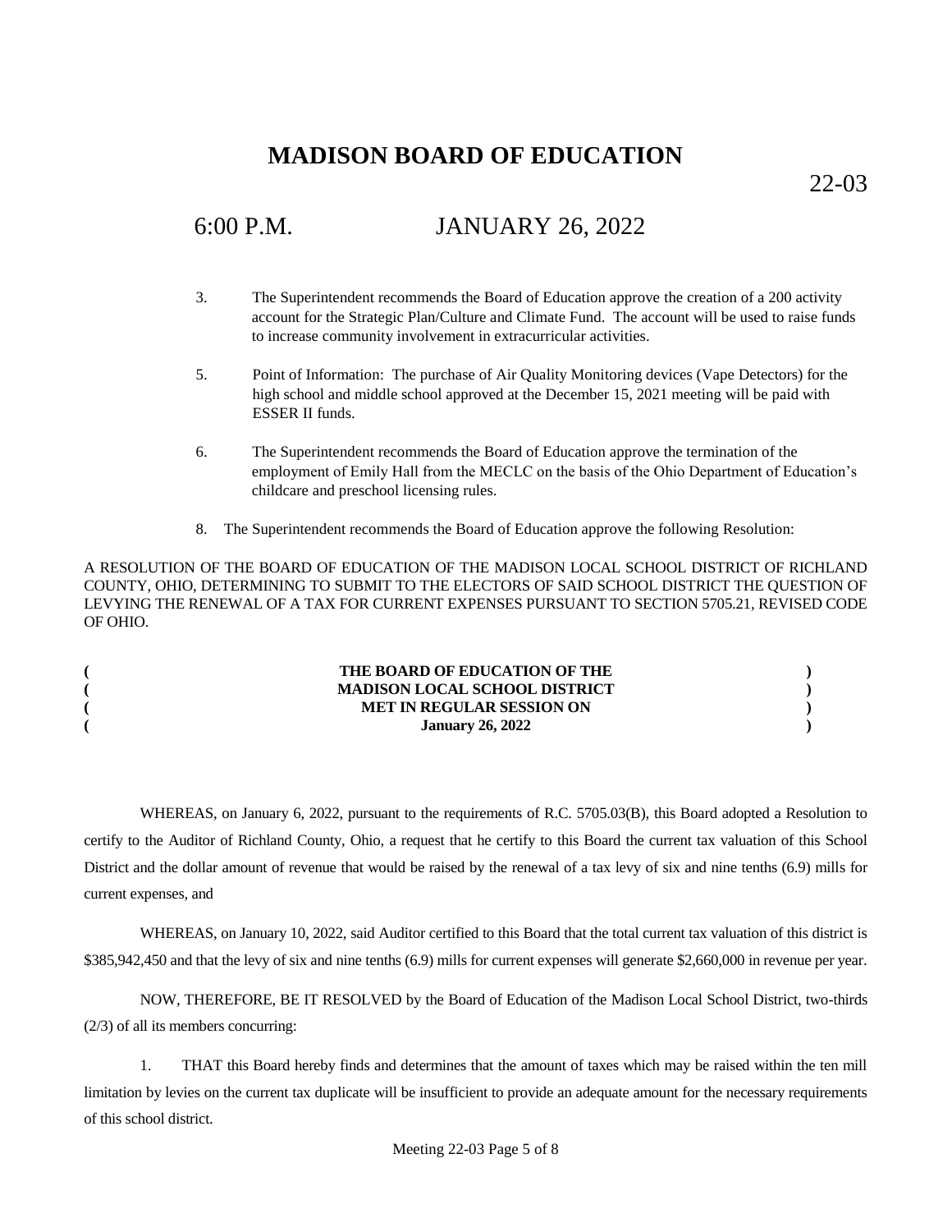# MADISON BOARD OF EDUCATION

22-03

6:00 P.M. JANUARY 26, 2022

3. The Superintendent recommends the Board of Education approve the creation of a 200 activity account for the Strategic Plan/Culture and Climate Fund. The account will be used to raise funds to increase community involvement in extracurricular activities.

5. Point of Information: The purchase of Air Quality Monitoring devices (Vape Detectors) for the high school and middle school approved at the December 15, 2021 meeting will be paid with ESSER II funds.

6. The Superintendent recommends the Board of Education approve the termination of the employment of Emily Hall from the MECLC on the basis of the Ohio Department of Education's childcare and preschool licensing rules.

8. The Superintendent recommends the Board of Education approve the following Resolution:

A RESOLUTION OF THE BOARD OF EDUCATION OF THE MADISON LOCAL SCHOOL DISTRICT OF RICHLAND COUNTY, OHIO, DETERMINING TO SUBMIT TO THE ELECTORS OF SAID SCHOOL DISTRICT THE QUESTION OF LEVYING THE RENEWAL OF A TAX FOR CURRENT EXPENSES PURSUANT TO SECTION 5705.21, REVISED CODE OF OHIO.

**( THE BOARD OF EDUCATION OF THE )**
**( MADISON LOCAL SCHOOL DISTRICT )**
**( MET IN REGULAR SESSION ON )**
**( January 26, 2022 )**

WHEREAS, on January 6, 2022, pursuant to the requirements of R.C. 5705.03(B), this Board adopted a Resolution to certify to the Auditor of Richland County, Ohio, a request that he certify to this Board the current tax valuation of this School District and the dollar amount of revenue that would be raised by the renewal of a tax levy of six and nine tenths (6.9) mills for current expenses, and

WHEREAS, on January 10, 2022, said Auditor certified to this Board that the total current tax valuation of this district is $385,942,450 and that the levy of six and nine tenths (6.9) mills for current expenses will generate $2,660,000 in revenue per year.

NOW, THEREFORE, BE IT RESOLVED by the Board of Education of the Madison Local School District, two-thirds (2/3) of all its members concurring:

1. THAT this Board hereby finds and determines that the amount of taxes which may be raised within the ten mill limitation by levies on the current tax duplicate will be insufficient to provide an adequate amount for the necessary requirements of this school district.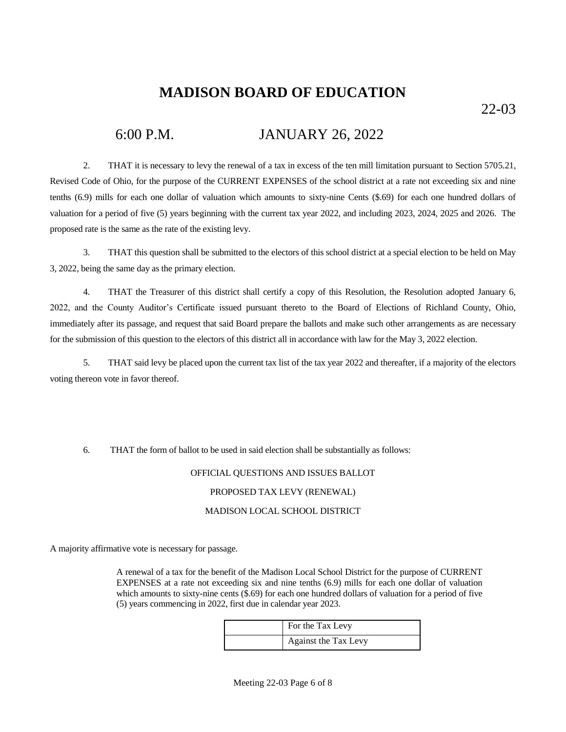# MADISON BOARD OF EDUCATION

22-03

6:00 P.M. JANUARY 26, 2022

2. THAT it is necessary to levy the renewal of a tax in excess of the ten mill limitation pursuant to Section 5705.21, Revised Code of Ohio, for the purpose of the CURRENT EXPENSES of the school district at a rate not exceeding six and nine tenths (6.9) mills for each one dollar of valuation which amounts to sixty-nine Cents ($.69) for each one hundred dollars of valuation for a period of five (5) years beginning with the current tax year 2022, and including 2023, 2024, 2025 and 2026. The proposed rate is the same as the rate of the existing levy.

3. THAT this question shall be submitted to the electors of this school district at a special election to be held on May 3, 2022, being the same day as the primary election.

4. THAT the Treasurer of this district shall certify a copy of this Resolution, the Resolution adopted January 6, 2022, and the County Auditor's Certificate issued pursuant thereto to the Board of Elections of Richland County, Ohio, immediately after its passage, and request that said Board prepare the ballots and make such other arrangements as are necessary for the submission of this question to the electors of this district all in accordance with law for the May 3, 2022 election.

5. THAT said levy be placed upon the current tax list of the tax year 2022 and thereafter, if a majority of the electors voting thereon vote in favor thereof.

6. THAT the form of ballot to be used in said election shall be substantially as follows:

OFFICIAL QUESTIONS AND ISSUES BALLOT

PROPOSED TAX LEVY (RENEWAL)

MADISON LOCAL SCHOOL DISTRICT

A majority affirmative vote is necessary for passage.

A renewal of a tax for the benefit of the Madison Local School District for the purpose of CURRENT EXPENSES at a rate not exceeding six and nine tenths (6.9) mills for each one dollar of valuation which amounts to sixty-nine cents ($.69) for each one hundred dollars of valuation for a period of five (5) years commencing in 2022, first due in calendar year 2023.

| | |
|---|---|
| | For the Tax Levy |
| | Against the Tax Levy |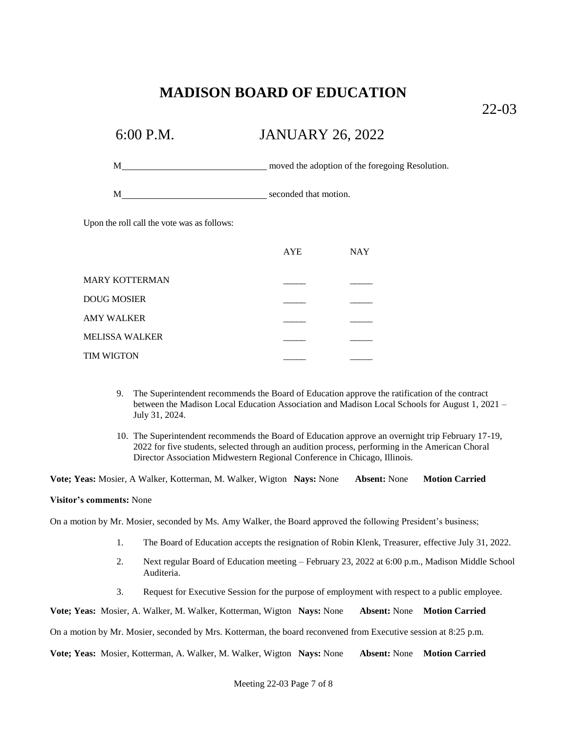# MADISON BOARD OF EDUCATION

22-03

6:00 P.M. JANUARY 26, 2022

M______________________________ moved the adoption of the foregoing Resolution.

M______________________________ seconded that motion.

Upon the roll call the vote was as follows:

| | AYE | NAY |
|---|---|---|
| MARY KOTTERMAN | _____ | _____ |
| DOUG MOSIER | _____ | _____ |
| AMY WALKER | _____ | _____ |
| MELISSA WALKER | _____ | _____ |
| TIM WIGTON | _____ | _____ |

9. The Superintendent recommends the Board of Education approve the ratification of the contract between the Madison Local Education Association and Madison Local Schools for August 1, 2021 – July 31, 2024.

10. The Superintendent recommends the Board of Education approve an overnight trip February 17-19, 2022 for five students, selected through an audition process, performing in the American Choral Director Association Midwestern Regional Conference in Chicago, Illinois.

**Vote; Yeas:** Mosier, A Walker, Kotterman, M. Walker, Wigton **Nays:** None **Absent:** None **Motion Carried**

**Visitor's comments:** None

On a motion by Mr. Mosier, seconded by Ms. Amy Walker, the Board approved the following President's business;

1. The Board of Education accepts the resignation of Robin Klenk, Treasurer, effective July 31, 2022.
2. Next regular Board of Education meeting – February 23, 2022 at 6:00 p.m., Madison Middle School Auditeria.
3. Request for Executive Session for the purpose of employment with respect to a public employee.

**Vote; Yeas:** Mosier, A. Walker, M. Walker, Kotterman, Wigton **Nays:** None **Absent:** None **Motion Carried**

On a motion by Mr. Mosier, seconded by Mrs. Kotterman, the board reconvened from Executive session at 8:25 p.m.

**Vote; Yeas:** Mosier, Kotterman, A. Walker, M. Walker, Wigton **Nays:** None **Absent:** None **Motion Carried**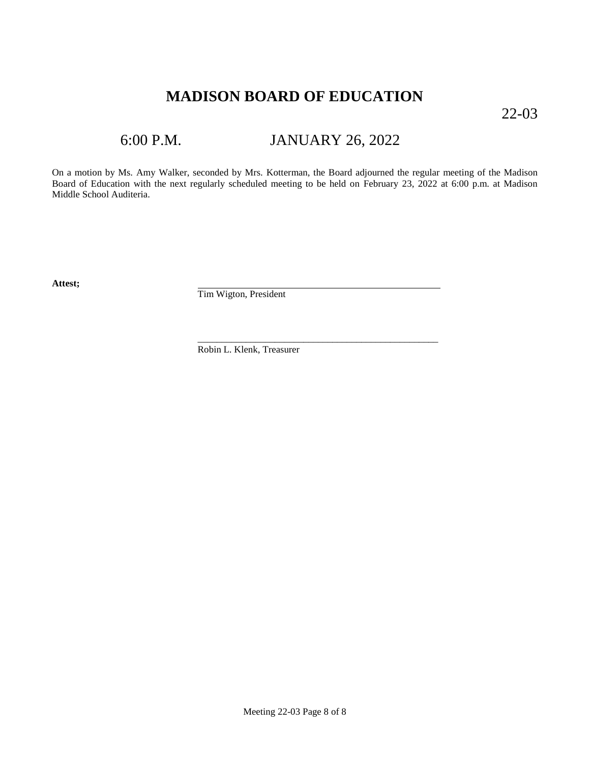# MADISON BOARD OF EDUCATION

22-03

## 6:00 P.M. JANUARY 26, 2022

On a motion by Ms. Amy Walker, seconded by Mrs. Kotterman, the Board adjourned the regular meeting of the Madison Board of Education with the next regularly scheduled meeting to be held on February 23, 2022 at 6:00 p.m. at Madison Middle School Auditeria.

**Attest;**

\_\_\_\_\_\_\_\_\_\_\_\_\_\_\_\_\_\_\_\_\_\_\_\_\_\_\_\_\_\_\_\_\_\_\_\_\_\_\_\_\_\_\_\_\_\_\_\_\_\_\_\_
Tim Wigton, President

\_\_\_\_\_\_\_\_\_\_\_\_\_\_\_\_\_\_\_\_\_\_\_\_\_\_\_\_\_\_\_\_\_\_\_\_\_\_\_\_\_\_\_\_\_\_\_\_\_\_\_\_
Robin L. Klenk, Treasurer